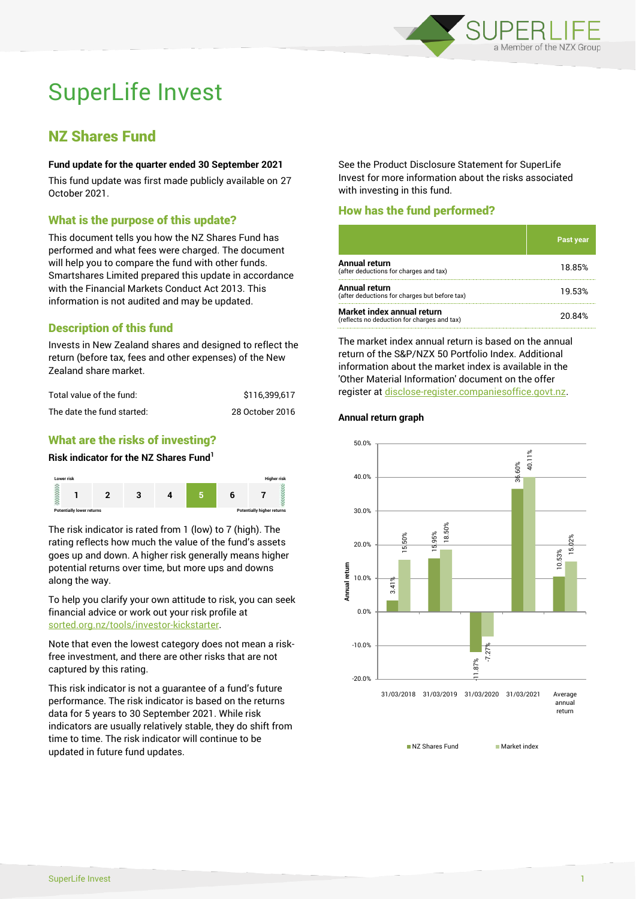# SuperLife Invest

## NZ Shares Fund

**Fund update for the quarter ended 30 September 2021**

This fund update was first made publicly available on 27 October 2021.

### What is the purpose of this update?

This document tells you how the NZ Shares Fund has performed and what fees were charged. The document will help you to compare the fund with other funds. Smartshares Limited prepared this update in accordance with the Financial Markets Conduct Act 2013. This information is not audited and may be updated.

### Description of this fund

Invests in New Zealand shares and designed to reflect the return (before tax, fees and other expenses) of the New Zealand share market.

| | |
|---|---|
| Total value of the fund: | $116,399,617 |
| The date the fund started: | 28 October 2016 |

### What are the risks of investing?

**Risk indicator for the NZ Shares Fund[1]**

| Lower risk | | | | | | Higher risk |
|---|---|---|---|---|---|---|
| 1 | 2 | 3 | 4 | **5** | 6 | 7 |
| Potentially lower returns | | | | | | Potentially higher returns |

The risk indicator is rated from 1 (low) to 7 (high). The rating reflects how much the value of the fund's assets goes up and down. A higher risk generally means higher potential returns over time, but more ups and downs along the way.

To help you clarify your own attitude to risk, you can seek financial advice or work out your risk profile at sorted.org.nz/tools/investor-kickstarter.

Note that even the lowest category does not mean a risk-free investment, and there are other risks that are not captured by this rating.

This risk indicator is not a guarantee of a fund's future performance. The risk indicator is based on the returns data for 5 years to 30 September 2021. While risk indicators are usually relatively stable, they do shift from time to time. The risk indicator will continue to be updated in future fund updates.

See the Product Disclosure Statement for SuperLife Invest for more information about the risks associated with investing in this fund.

### How has the fund performed?

| | Past year |
|---|---|
| **Annual return** (after deductions for charges and tax) | 18.85% |
| **Annual return** (after deductions for charges but before tax) | 19.53% |
| **Market index annual return** (reflects no deduction for charges and tax) | 20.84% |

The market index annual return is based on the annual return of the S&P/NZX 50 Portfolio Index. Additional information about the market index is available in the 'Other Material Information' document on the offer register at disclose-register.companiesoffice.govt.nz.

**Annual return graph**

| | NZ Shares Fund | Market index |
|---|---|---|
| 31/03/2018 | 3.41% | 15.50% |
| 31/03/2019 | 15.95% | 18.50% |
| 31/03/2020 | -11.87% | -7.27% |
| 31/03/2021 | 36.60% | 40.11% |
| Average annual return | 10.53% | 15.02% |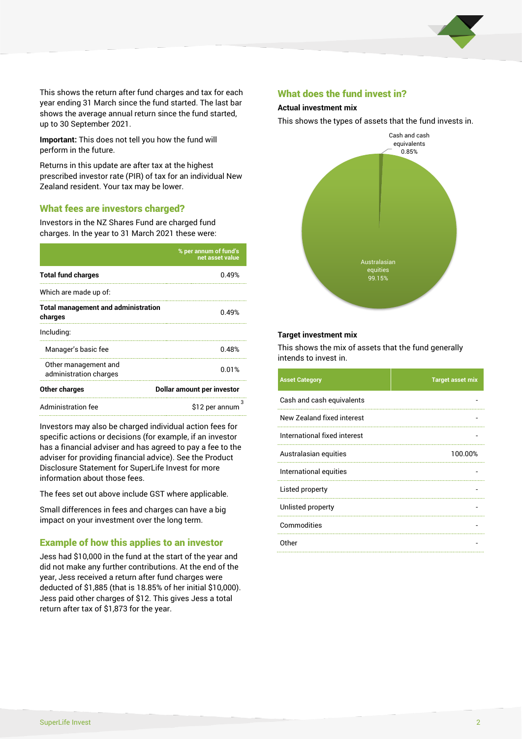This shows the return after fund charges and tax for each year ending 31 March since the fund started. The last bar shows the average annual return since the fund started, up to 30 September 2021.

**Important:** This does not tell you how the fund will perform in the future.

Returns in this update are after tax at the highest prescribed investor rate (PIR) of tax for an individual New Zealand resident. Your tax may be lower.

## What fees are investors charged?

Investors in the NZ Shares Fund are charged fund charges. In the year to 31 March 2021 these were:

| | % per annum of fund's net asset value |
|---|---|
| **Total fund charges** | 0.49% |
| Which are made up of: | |
| **Total management and administration charges** | 0.49% |
| Including: | |
| Manager's basic fee | 0.48% |
| Other management and administration charges | 0.01% |
| **Other charges** | **Dollar amount per investor** |
| Administration fee | $12 per annum[3] |

Investors may also be charged individual action fees for specific actions or decisions (for example, if an investor has a financial adviser and has agreed to pay a fee to the adviser for providing financial advice). See the Product Disclosure Statement for SuperLife Invest for more information about those fees.

The fees set out above include GST where applicable.

Small differences in fees and charges can have a big impact on your investment over the long term.

## Example of how this applies to an investor

Jess had $10,000 in the fund at the start of the year and did not make any further contributions. At the end of the year, Jess received a return after fund charges were deducted of $1,885 (that is 18.85% of her initial $10,000). Jess paid other charges of $12. This gives Jess a total return after tax of $1,873 for the year.

## What does the fund invest in?

### Actual investment mix

This shows the types of assets that the fund invests in.

Cash and cash equivalents 0.85%

Australasian equities 99.15%

### Target investment mix

This shows the mix of assets that the fund generally intends to invest in.

| Asset Category | Target asset mix |
|---|---|
| Cash and cash equivalents | - |
| New Zealand fixed interest | - |
| International fixed interest | - |
| Australasian equities | 100.00% |
| International equities | - |
| Listed property | - |
| Unlisted property | - |
| Commodities | - |
| Other | - |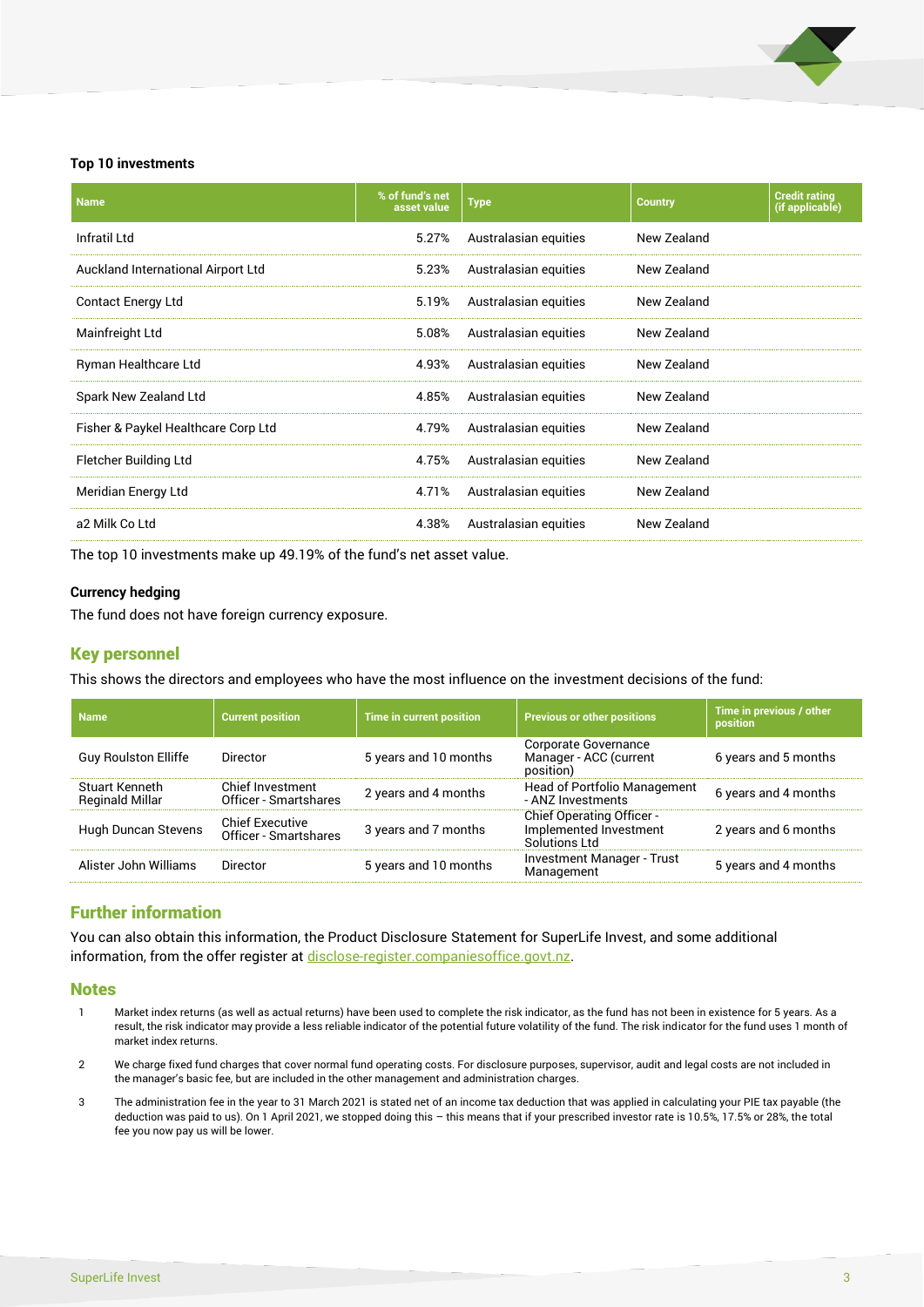### Top 10 investments

| Name | % of fund's net asset value | Type | Country | Credit rating (if applicable) |
|---|---|---|---|---|
| Infratil Ltd | 5.27% | Australasian equities | New Zealand | |
| Auckland International Airport Ltd | 5.23% | Australasian equities | New Zealand | |
| Contact Energy Ltd | 5.19% | Australasian equities | New Zealand | |
| Mainfreight Ltd | 5.08% | Australasian equities | New Zealand | |
| Ryman Healthcare Ltd | 4.93% | Australasian equities | New Zealand | |
| Spark New Zealand Ltd | 4.85% | Australasian equities | New Zealand | |
| Fisher & Paykel Healthcare Corp Ltd | 4.79% | Australasian equities | New Zealand | |
| Fletcher Building Ltd | 4.75% | Australasian equities | New Zealand | |
| Meridian Energy Ltd | 4.71% | Australasian equities | New Zealand | |
| a2 Milk Co Ltd | 4.38% | Australasian equities | New Zealand | |

The top 10 investments make up 49.19% of the fund's net asset value.

### Currency hedging

The fund does not have foreign currency exposure.

## Key personnel

This shows the directors and employees who have the most influence on the investment decisions of the fund:

| Name | Current position | Time in current position | Previous or other positions | Time in previous / other position |
|---|---|---|---|---|
| Guy Roulston Elliffe | Director | 5 years and 10 months | Corporate Governance Manager - ACC (current position) | 6 years and 5 months |
| Stuart Kenneth Reginald Millar | Chief Investment Officer - Smartshares | 2 years and 4 months | Head of Portfolio Management - ANZ Investments | 6 years and 4 months |
| Hugh Duncan Stevens | Chief Executive Officer - Smartshares | 3 years and 7 months | Chief Operating Officer - Implemented Investment Solutions Ltd | 2 years and 6 months |
| Alister John Williams | Director | 5 years and 10 months | Investment Manager - Trust Management | 5 years and 4 months |

## Further information

You can also obtain this information, the Product Disclosure Statement for SuperLife Invest, and some additional information, from the offer register at disclose-register.companiesoffice.govt.nz.

## Notes

1. Market index returns (as well as actual returns) have been used to complete the risk indicator, as the fund has not been in existence for 5 years. As a result, the risk indicator may provide a less reliable indicator of the potential future volatility of the fund. The risk indicator for the fund uses 1 month of market index returns.
2. We charge fixed fund charges that cover normal fund operating costs. For disclosure purposes, supervisor, audit and legal costs are not included in the manager's basic fee, but are included in the other management and administration charges.
3. The administration fee in the year to 31 March 2021 is stated net of an income tax deduction that was applied in calculating your PIE tax payable (the deduction was paid to us). On 1 April 2021, we stopped doing this – this means that if your prescribed investor rate is 10.5%, 17.5% or 28%, the total fee you now pay us will be lower.